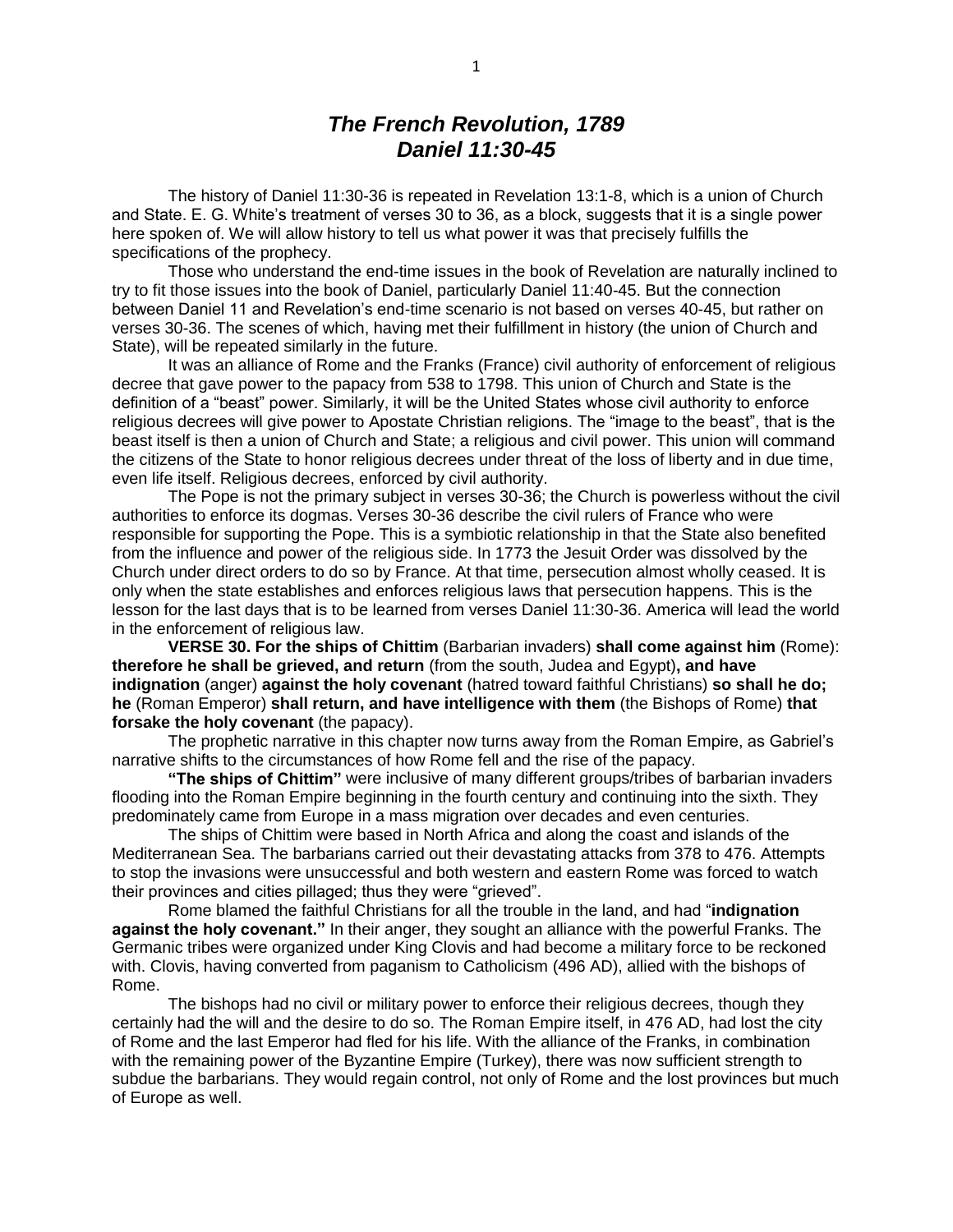# *The French Revolution, 1789*
# *Daniel 11:30-45*

The history of Daniel 11:30-36 is repeated in Revelation 13:1-8, which is a union of Church and State. E. G. White's treatment of verses 30 to 36, as a block, suggests that it is a single power here spoken of. We will allow history to tell us what power it was that precisely fulfills the specifications of the prophecy.

Those who understand the end-time issues in the book of Revelation are naturally inclined to try to fit those issues into the book of Daniel, particularly Daniel 11:40-45. But the connection between Daniel 11 and Revelation's end-time scenario is not based on verses 40-45, but rather on verses 30-36. The scenes of which, having met their fulfillment in history (the union of Church and State), will be repeated similarly in the future.

It was an alliance of Rome and the Franks (France) civil authority of enforcement of religious decree that gave power to the papacy from 538 to 1798. This union of Church and State is the definition of a "beast" power. Similarly, it will be the United States whose civil authority to enforce religious decrees will give power to Apostate Christian religions. The "image to the beast", that is the beast itself is then a union of Church and State; a religious and civil power. This union will command the citizens of the State to honor religious decrees under threat of the loss of liberty and in due time, even life itself. Religious decrees, enforced by civil authority.

The Pope is not the primary subject in verses 30-36; the Church is powerless without the civil authorities to enforce its dogmas. Verses 30-36 describe the civil rulers of France who were responsible for supporting the Pope. This is a symbiotic relationship in that the State also benefited from the influence and power of the religious side. In 1773 the Jesuit Order was dissolved by the Church under direct orders to do so by France. At that time, persecution almost wholly ceased. It is only when the state establishes and enforces religious laws that persecution happens. This is the lesson for the last days that is to be learned from verses Daniel 11:30-36. America will lead the world in the enforcement of religious law.

**VERSE 30. For the ships of Chittim** (Barbarian invaders) **shall come against him** (Rome): **therefore he shall be grieved, and return** (from the south, Judea and Egypt)**, and have indignation** (anger) **against the holy covenant** (hatred toward faithful Christians) **so shall he do; he** (Roman Emperor) **shall return, and have intelligence with them** (the Bishops of Rome) **that forsake the holy covenant** (the papacy).

The prophetic narrative in this chapter now turns away from the Roman Empire, as Gabriel's narrative shifts to the circumstances of how Rome fell and the rise of the papacy.

**"The ships of Chittim"** were inclusive of many different groups/tribes of barbarian invaders flooding into the Roman Empire beginning in the fourth century and continuing into the sixth. They predominately came from Europe in a mass migration over decades and even centuries.

The ships of Chittim were based in North Africa and along the coast and islands of the Mediterranean Sea. The barbarians carried out their devastating attacks from 378 to 476. Attempts to stop the invasions were unsuccessful and both western and eastern Rome was forced to watch their provinces and cities pillaged; thus they were "grieved".

Rome blamed the faithful Christians for all the trouble in the land, and had "**indignation against the holy covenant."** In their anger, they sought an alliance with the powerful Franks. The Germanic tribes were organized under King Clovis and had become a military force to be reckoned with. Clovis, having converted from paganism to Catholicism (496 AD), allied with the bishops of Rome.

The bishops had no civil or military power to enforce their religious decrees, though they certainly had the will and the desire to do so. The Roman Empire itself, in 476 AD, had lost the city of Rome and the last Emperor had fled for his life. With the alliance of the Franks, in combination with the remaining power of the Byzantine Empire (Turkey), there was now sufficient strength to subdue the barbarians. They would regain control, not only of Rome and the lost provinces but much of Europe as well.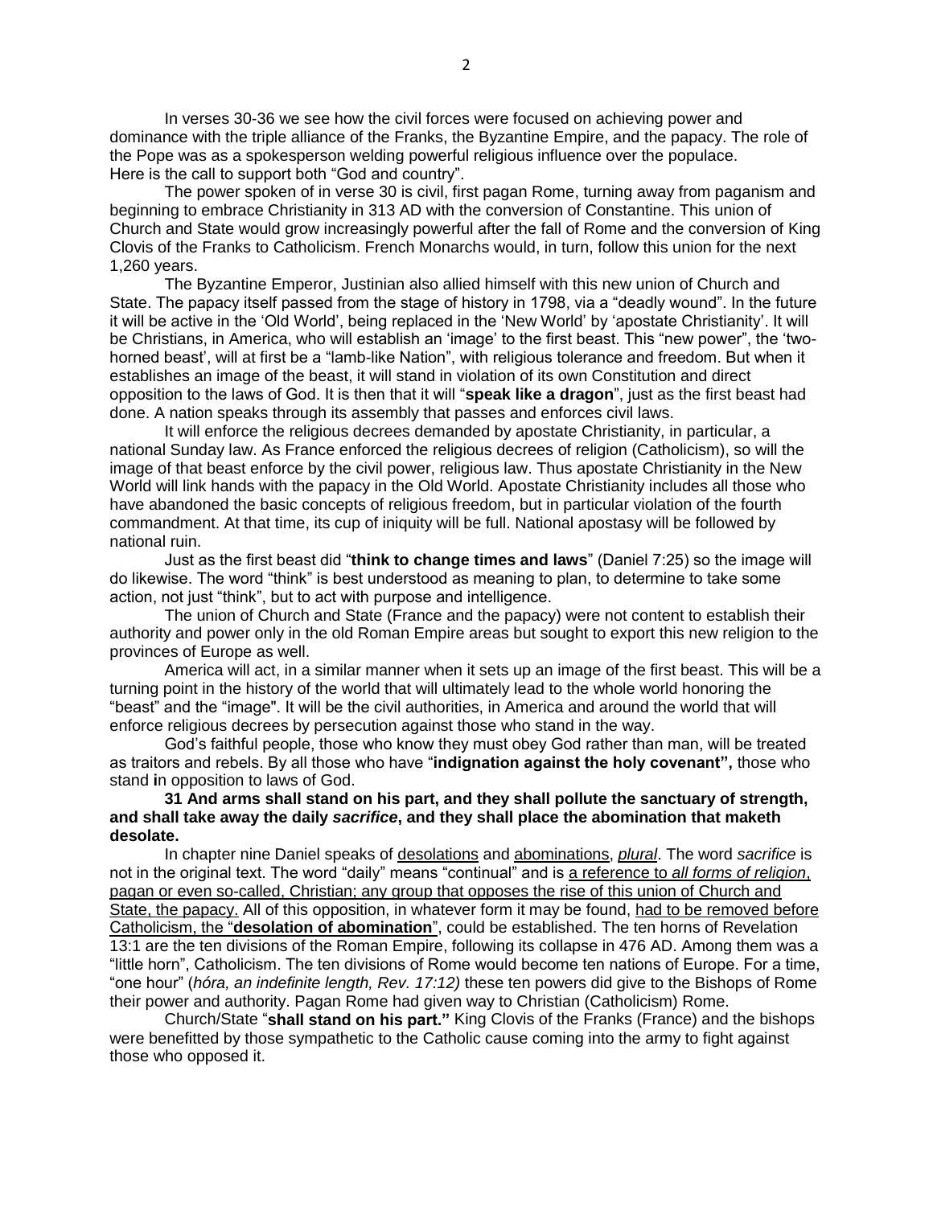In verses 30-36 we see how the civil forces were focused on achieving power and dominance with the triple alliance of the Franks, the Byzantine Empire, and the papacy. The role of the Pope was as a spokesperson welding powerful religious influence over the populace. Here is the call to support both "God and country".

The power spoken of in verse 30 is civil, first pagan Rome, turning away from paganism and beginning to embrace Christianity in 313 AD with the conversion of Constantine. This union of Church and State would grow increasingly powerful after the fall of Rome and the conversion of King Clovis of the Franks to Catholicism. French Monarchs would, in turn, follow this union for the next 1,260 years.

The Byzantine Emperor, Justinian also allied himself with this new union of Church and State. The papacy itself passed from the stage of history in 1798, via a "deadly wound". In the future it will be active in the 'Old World', being replaced in the 'New World' by 'apostate Christianity'. It will be Christians, in America, who will establish an 'image' to the first beast. This "new power", the 'two-horned beast', will at first be a "lamb-like Nation", with religious tolerance and freedom. But when it establishes an image of the beast, it will stand in violation of its own Constitution and direct opposition to the laws of God. It is then that it will "**speak like a dragon**", just as the first beast had done. A nation speaks through its assembly that passes and enforces civil laws.

It will enforce the religious decrees demanded by apostate Christianity, in particular, a national Sunday law. As France enforced the religious decrees of religion (Catholicism), so will the image of that beast enforce by the civil power, religious law. Thus apostate Christianity in the New World will link hands with the papacy in the Old World. Apostate Christianity includes all those who have abandoned the basic concepts of religious freedom, but in particular violation of the fourth commandment. At that time, its cup of iniquity will be full. National apostasy will be followed by national ruin.

Just as the first beast did "**think to change times and laws**" (Daniel 7:25) so the image will do likewise. The word "think" is best understood as meaning to plan, to determine to take some action, not just "think", but to act with purpose and intelligence.

The union of Church and State (France and the papacy) were not content to establish their authority and power only in the old Roman Empire areas but sought to export this new religion to the provinces of Europe as well.

America will act, in a similar manner when it sets up an image of the first beast. This will be a turning point in the history of the world that will ultimately lead to the whole world honoring the "beast" and the "image". It will be the civil authorities, in America and around the world that will enforce religious decrees by persecution against those who stand in the way.

God's faithful people, those who know they must obey God rather than man, will be treated as traitors and rebels. By all those who have "**indignation against the holy covenant",** those who stand **i**n opposition to laws of God.

**31 And arms shall stand on his part, and they shall pollute the sanctuary of strength, and shall take away the daily *sacrifice*, and they shall place the abomination that maketh desolate.**

In chapter nine Daniel speaks of <u>desolations</u> and <u>abominations</u>, <u>*plural*</u>. The word *sacrifice* is not in the original text. The word "daily" means "continual" and is <u>a reference to *all forms of religion*, pagan or even so-called, Christian; any group that opposes the rise of this union of Church and State, the papacy.</u> All of this opposition, in whatever form it may be found, <u>had to be removed before Catholicism, the "**desolation of abomination**"</u>, could be established. The ten horns of Revelation 13:1 are the ten divisions of the Roman Empire, following its collapse in 476 AD. Among them was a "little horn", Catholicism. The ten divisions of Rome would become ten nations of Europe. For a time, "one hour" (*hóra, an indefinite length, Rev. 17:12)* these ten powers did give to the Bishops of Rome their power and authority. Pagan Rome had given way to Christian (Catholicism) Rome.

Church/State "**shall stand on his part."** King Clovis of the Franks (France) and the bishops were benefitted by those sympathetic to the Catholic cause coming into the army to fight against those who opposed it.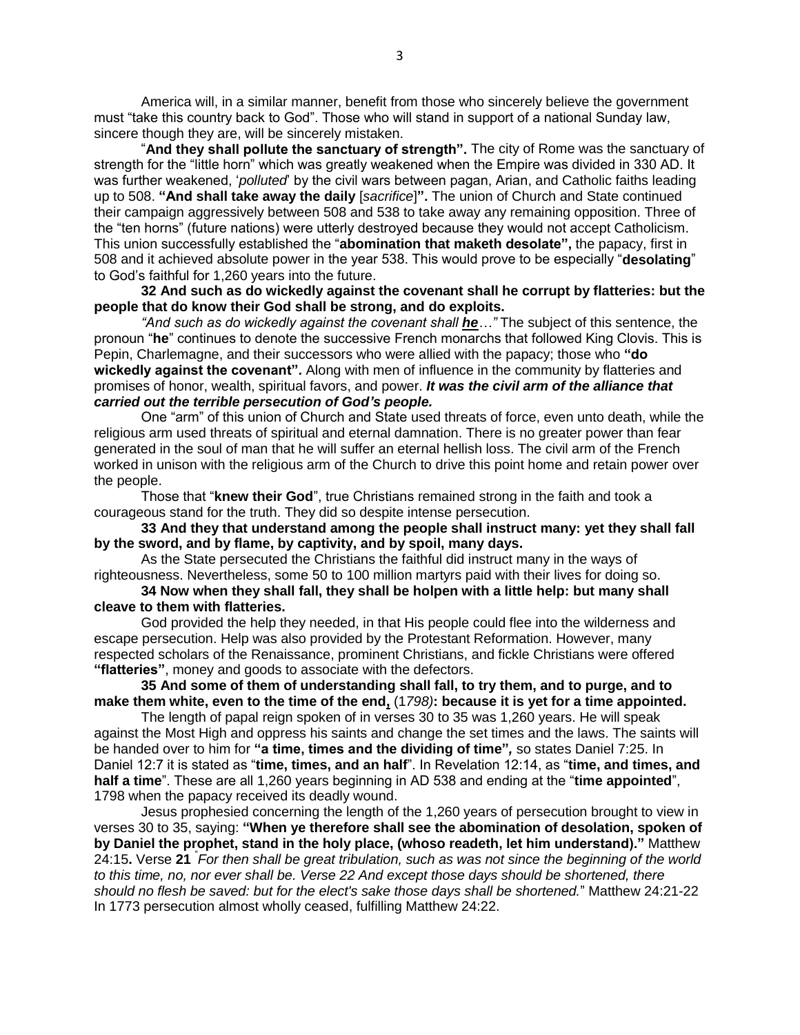America will, in a similar manner, benefit from those who sincerely believe the government must "take this country back to God". Those who will stand in support of a national Sunday law, sincere though they are, will be sincerely mistaken.

"**And they shall pollute the sanctuary of strength".** The city of Rome was the sanctuary of strength for the "little horn" which was greatly weakened when the Empire was divided in 330 AD. It was further weakened, '*polluted*' by the civil wars between pagan, Arian, and Catholic faiths leading up to 508. **"And shall take away the daily** [*sacrifice*]**".** The union of Church and State continued their campaign aggressively between 508 and 538 to take away any remaining opposition. Three of the "ten horns" (future nations) were utterly destroyed because they would not accept Catholicism. This union successfully established the "**abomination that maketh desolate",** the papacy, first in 508 and it achieved absolute power in the year 538. This would prove to be especially "**desolating**" to God's faithful for 1,260 years into the future.

**32 And such as do wickedly against the covenant shall he corrupt by flatteries: but the people that do know their God shall be strong, and do exploits.**

*"And such as do wickedly against the covenant shall **he**…"* The subject of this sentence, the pronoun "**he**" continues to denote the successive French monarchs that followed King Clovis. This is Pepin, Charlemagne, and their successors who were allied with the papacy; those who **"do wickedly against the covenant".** Along with men of influence in the community by flatteries and promises of honor, wealth, spiritual favors, and power. ***It was the civil arm of the alliance that carried out the terrible persecution of God's people.***

One "arm" of this union of Church and State used threats of force, even unto death, while the religious arm used threats of spiritual and eternal damnation. There is no greater power than fear generated in the soul of man that he will suffer an eternal hellish loss. The civil arm of the French worked in unison with the religious arm of the Church to drive this point home and retain power over the people.

Those that "**knew their God**", true Christians remained strong in the faith and took a courageous stand for the truth. They did so despite intense persecution.

**33 And they that understand among the people shall instruct many: yet they shall fall by the sword, and by flame, by captivity, and by spoil, many days.**

As the State persecuted the Christians the faithful did instruct many in the ways of righteousness. Nevertheless, some 50 to 100 million martyrs paid with their lives for doing so.

**34 Now when they shall fall, they shall be holpen with a little help: but many shall cleave to them with flatteries.**

God provided the help they needed, in that His people could flee into the wilderness and escape persecution. Help was also provided by the Protestant Reformation. However, many respected scholars of the Renaissance, prominent Christians, and fickle Christians were offered **"flatteries"**, money and goods to associate with the defectors.

**35 And some of them of understanding shall fall, to try them, and to purge, and to make them white, even to the time of the end,** (1*798)***: because it is yet for a time appointed.**

The length of papal reign spoken of in verses 30 to 35 was 1,260 years. He will speak against the Most High and oppress his saints and change the set times and the laws. The saints will be handed over to him for **"a time, times and the dividing of time",** so states Daniel 7:25. In Daniel 12:7 it is stated as "**time, times, and an half**". In Revelation 12:14, as "**time, and times, and half a time**". These are all 1,260 years beginning in AD 538 and ending at the "**time appointed**", 1798 when the papacy received its deadly wound.

Jesus prophesied concerning the length of the 1,260 years of persecution brought to view in verses 30 to 35, saying: **"When ye therefore shall see the abomination of desolation, spoken of by Daniel the prophet, stand in the holy place, (whoso readeth, let him understand)."** Matthew 24:15**.** Verse **21** "*For then shall be great tribulation, such as was not since the beginning of the world to this time, no, nor ever shall be. Verse 22 And except those days should be shortened, there should no flesh be saved: but for the elect's sake those days shall be shortened.*" Matthew 24:21-22 In 1773 persecution almost wholly ceased, fulfilling Matthew 24:22.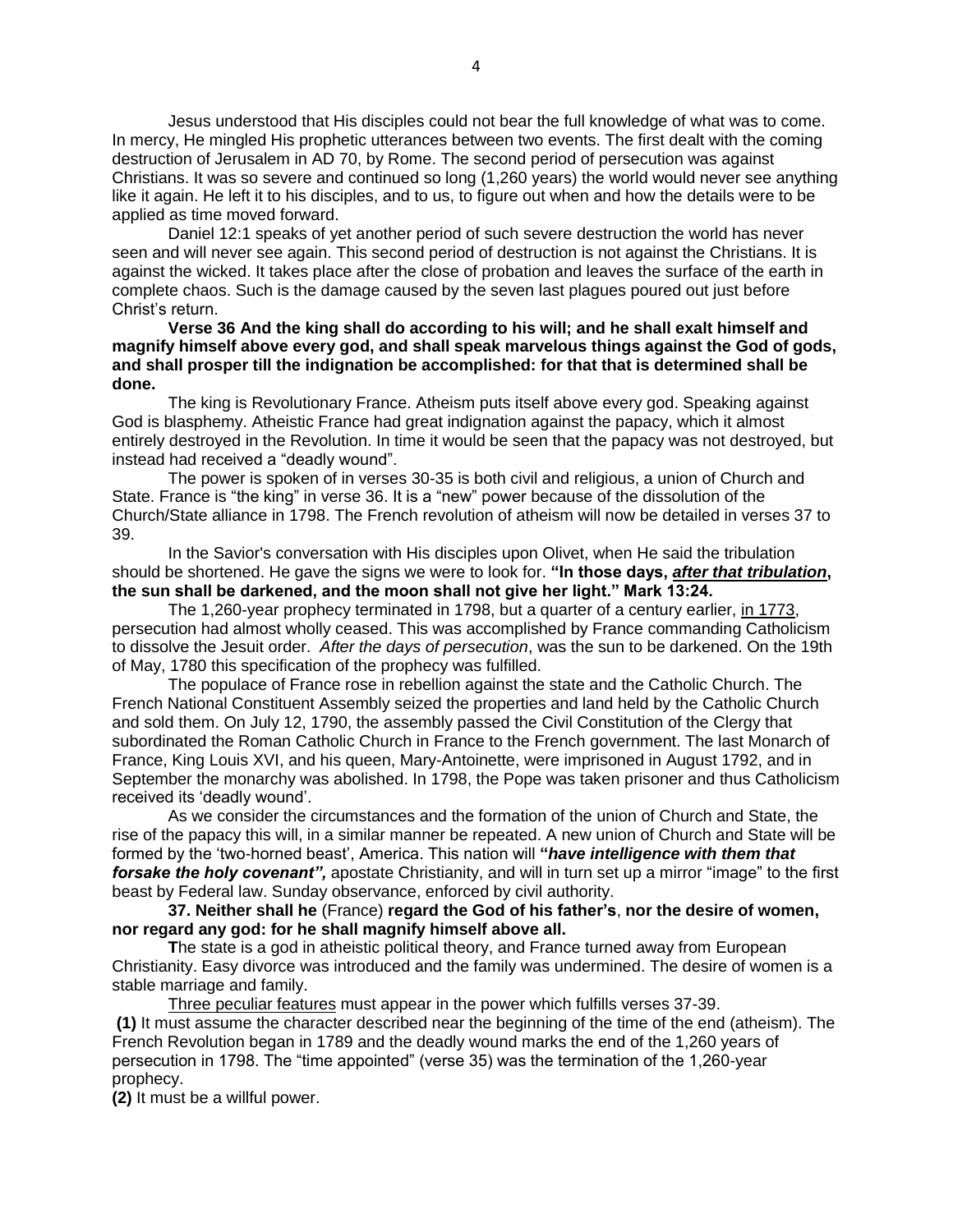Jesus understood that His disciples could not bear the full knowledge of what was to come. In mercy, He mingled His prophetic utterances between two events. The first dealt with the coming destruction of Jerusalem in AD 70, by Rome. The second period of persecution was against Christians. It was so severe and continued so long (1,260 years) the world would never see anything like it again. He left it to his disciples, and to us, to figure out when and how the details were to be applied as time moved forward.

Daniel 12:1 speaks of yet another period of such severe destruction the world has never seen and will never see again. This second period of destruction is not against the Christians. It is against the wicked. It takes place after the close of probation and leaves the surface of the earth in complete chaos. Such is the damage caused by the seven last plagues poured out just before Christ's return.

**Verse 36 And the king shall do according to his will; and he shall exalt himself and magnify himself above every god, and shall speak marvelous things against the God of gods, and shall prosper till the indignation be accomplished: for that that is determined shall be done.**

The king is Revolutionary France. Atheism puts itself above every god. Speaking against God is blasphemy. Atheistic France had great indignation against the papacy, which it almost entirely destroyed in the Revolution. In time it would be seen that the papacy was not destroyed, but instead had received a "deadly wound".

The power is spoken of in verses 30-35 is both civil and religious, a union of Church and State. France is "the king" in verse 36. It is a "new" power because of the dissolution of the Church/State alliance in 1798. The French revolution of atheism will now be detailed in verses 37 to 39.

In the Savior's conversation with His disciples upon Olivet, when He said the tribulation should be shortened. He gave the signs we were to look for. **"In those days, *after that tribulation*, the sun shall be darkened, and the moon shall not give her light." Mark 13:24.**

The 1,260-year prophecy terminated in 1798, but a quarter of a century earlier, in 1773, persecution had almost wholly ceased. This was accomplished by France commanding Catholicism to dissolve the Jesuit order. *After the days of persecution*, was the sun to be darkened. On the 19th of May, 1780 this specification of the prophecy was fulfilled.

The populace of France rose in rebellion against the state and the Catholic Church. The French National Constituent Assembly seized the properties and land held by the Catholic Church and sold them. On July 12, 1790, the assembly passed the Civil Constitution of the Clergy that subordinated the Roman Catholic Church in France to the French government. The last Monarch of France, King Louis XVI, and his queen, Mary-Antoinette, were imprisoned in August 1792, and in September the monarchy was abolished. In 1798, the Pope was taken prisoner and thus Catholicism received its 'deadly wound'.

As we consider the circumstances and the formation of the union of Church and State, the rise of the papacy this will, in a similar manner be repeated. A new union of Church and State will be formed by the 'two-horned beast', America. This nation will ***"have intelligence with them that forsake the holy covenant",*** apostate Christianity, and will in turn set up a mirror "image" to the first beast by Federal law. Sunday observance, enforced by civil authority.

**37. Neither shall he** (France) **regard the God of his father's**, **nor the desire of women, nor regard any god: for he shall magnify himself above all.**

**T**he state is a god in atheistic political theory, and France turned away from European Christianity. Easy divorce was introduced and the family was undermined. The desire of women is a stable marriage and family.

Three peculiar features must appear in the power which fulfills verses 37-39.

**(1)** It must assume the character described near the beginning of the time of the end (atheism). The French Revolution began in 1789 and the deadly wound marks the end of the 1,260 years of persecution in 1798. The "time appointed" (verse 35) was the termination of the 1,260-year prophecy.

**(2)** It must be a willful power.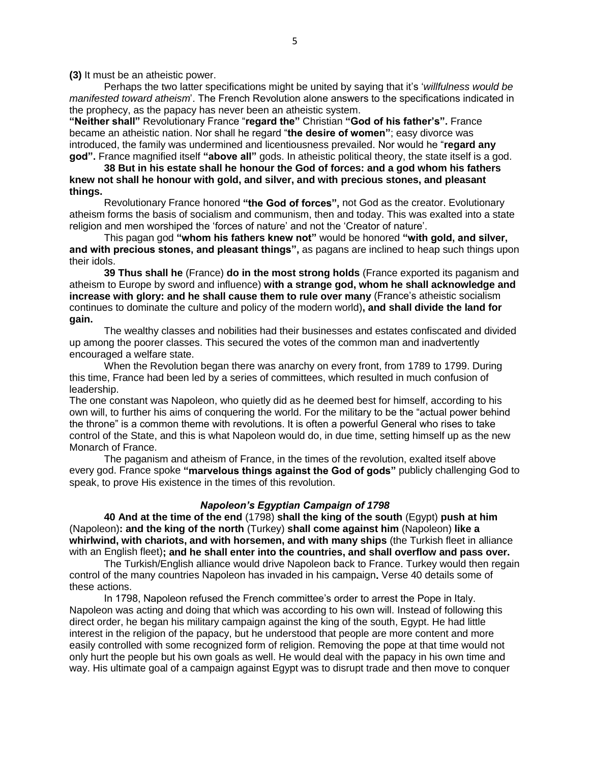**(3)** It must be an atheistic power.

Perhaps the two latter specifications might be united by saying that it's '*willfulness would be manifested toward atheism*'. The French Revolution alone answers to the specifications indicated in the prophecy, as the papacy has never been an atheistic system.

**"Neither shall"** Revolutionary France "**regard the"** Christian **"God of his father's".** France became an atheistic nation. Nor shall he regard "**the desire of women"**; easy divorce was introduced, the family was undermined and licentiousness prevailed. Nor would he "**regard any god".** France magnified itself **"above all"** gods. In atheistic political theory, the state itself is a god.

**38 But in his estate shall he honour the God of forces: and a god whom his fathers knew not shall he honour with gold, and silver, and with precious stones, and pleasant things.**

Revolutionary France honored **"the God of forces",** not God as the creator. Evolutionary atheism forms the basis of socialism and communism, then and today. This was exalted into a state religion and men worshiped the 'forces of nature' and not the 'Creator of nature'.

This pagan god **"whom his fathers knew not"** would be honored **"with gold, and silver, and with precious stones, and pleasant things",** as pagans are inclined to heap such things upon their idols.

**39 Thus shall he** (France) **do in the most strong holds** (France exported its paganism and atheism to Europe by sword and influence) **with a strange god, whom he shall acknowledge and increase with glory: and he shall cause them to rule over many** (France's atheistic socialism continues to dominate the culture and policy of the modern world)**, and shall divide the land for gain.**

The wealthy classes and nobilities had their businesses and estates confiscated and divided up among the poorer classes. This secured the votes of the common man and inadvertently encouraged a welfare state.

When the Revolution began there was anarchy on every front, from 1789 to 1799. During this time, France had been led by a series of committees, which resulted in much confusion of leadership.

The one constant was Napoleon, who quietly did as he deemed best for himself, according to his own will, to further his aims of conquering the world. For the military to be the "actual power behind the throne" is a common theme with revolutions. It is often a powerful General who rises to take control of the State, and this is what Napoleon would do, in due time, setting himself up as the new Monarch of France.

The paganism and atheism of France, in the times of the revolution, exalted itself above every god. France spoke **"marvelous things against the God of gods"** publicly challenging God to speak, to prove His existence in the times of this revolution.

### ***Napoleon's Egyptian Campaign of 1798***

**40 And at the time of the end** (1798) **shall the king of the south** (Egypt) **push at him** (Napoleon)**: and the king of the north** (Turkey) **shall come against him** (Napoleon) **like a whirlwind, with chariots, and with horsemen, and with many ships** (the Turkish fleet in alliance with an English fleet)**; and he shall enter into the countries, and shall overflow and pass over.**

The Turkish/English alliance would drive Napoleon back to France. Turkey would then regain control of the many countries Napoleon has invaded in his campaign**.** Verse 40 details some of these actions.

In 1798, Napoleon refused the French committee's order to arrest the Pope in Italy. Napoleon was acting and doing that which was according to his own will. Instead of following this direct order, he began his military campaign against the king of the south, Egypt. He had little interest in the religion of the papacy, but he understood that people are more content and more easily controlled with some recognized form of religion. Removing the pope at that time would not only hurt the people but his own goals as well. He would deal with the papacy in his own time and way. His ultimate goal of a campaign against Egypt was to disrupt trade and then move to conquer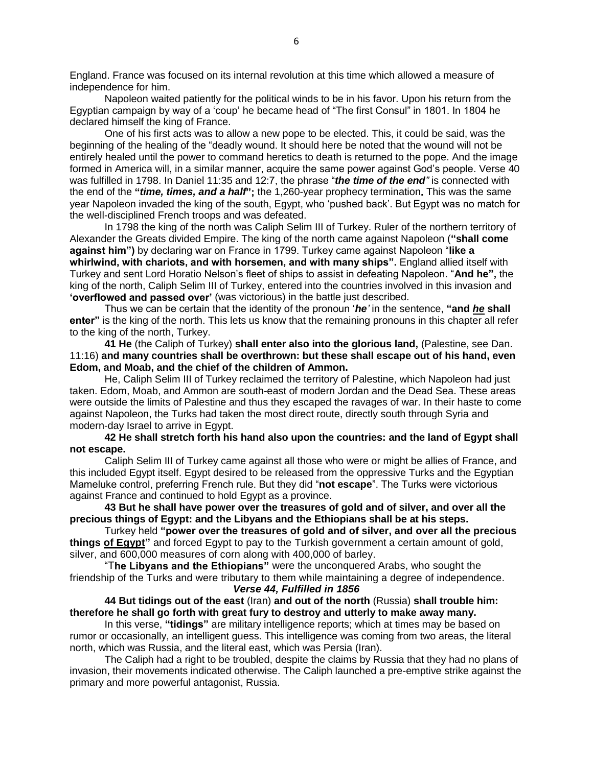England. France was focused on its internal revolution at this time which allowed a measure of independence for him.

Napoleon waited patiently for the political winds to be in his favor. Upon his return from the Egyptian campaign by way of a 'coup' he became head of "The first Consul" in 1801. In 1804 he declared himself the king of France.

One of his first acts was to allow a new pope to be elected. This, it could be said, was the beginning of the healing of the "deadly wound. It should here be noted that the wound will not be entirely healed until the power to command heretics to death is returned to the pope. And the image formed in America will, in a similar manner, acquire the same power against God's people. Verse 40 was fulfilled in 1798. In Daniel 11:35 and 12:7, the phrase "***the time of the end"*** is connected with the end of the **"*time, times, and a half*";** the 1,260-year prophecy termination**.** This was the same year Napoleon invaded the king of the south, Egypt, who 'pushed back'. But Egypt was no match for the well-disciplined French troops and was defeated.

In 1798 the king of the north was Caliph Selim III of Turkey. Ruler of the northern territory of Alexander the Greats divided Empire. The king of the north came against Napoleon (**"shall come against him")** by declaring war on France in 1799. Turkey came against Napoleon "**like a whirlwind, with chariots, and with horsemen, and with many ships".** England allied itself with Turkey and sent Lord Horatio Nelson's fleet of ships to assist in defeating Napoleon. "**And he",** the king of the north, Caliph Selim III of Turkey, entered into the countries involved in this invasion and **'overflowed and passed over'** (was victorious) in the battle just described.

Thus we can be certain that the identity of the pronoun '***he'*** in the sentence, **"and *he* shall enter"** is the king of the north. This lets us know that the remaining pronouns in this chapter all refer to the king of the north, Turkey.

**41 He** (the Caliph of Turkey) **shall enter also into the glorious land,** (Palestine, see Dan. 11:16) **and many countries shall be overthrown: but these shall escape out of his hand, even Edom, and Moab, and the chief of the children of Ammon.**

He, Caliph Selim III of Turkey reclaimed the territory of Palestine, which Napoleon had just taken. Edom, Moab, and Ammon are south-east of modern Jordan and the Dead Sea. These areas were outside the limits of Palestine and thus they escaped the ravages of war. In their haste to come against Napoleon, the Turks had taken the most direct route, directly south through Syria and modern-day Israel to arrive in Egypt.

**42 He shall stretch forth his hand also upon the countries: and the land of Egypt shall not escape.**

Caliph Selim III of Turkey came against all those who were or might be allies of France, and this included Egypt itself. Egypt desired to be released from the oppressive Turks and the Egyptian Mameluke control, preferring French rule. But they did "**not escape**". The Turks were victorious against France and continued to hold Egypt as a province.

**43 But he shall have power over the treasures of gold and of silver, and over all the precious things of Egypt: and the Libyans and the Ethiopians shall be at his steps.**

Turkey held **"power over the treasures of gold and of silver, and over all the precious things <u>of Egypt</u>"** and forced Egypt to pay to the Turkish government a certain amount of gold, silver, and 600,000 measures of corn along with 400,000 of barley.

"T**he Libyans and the Ethiopians"** were the unconquered Arabs, who sought the friendship of the Turks and were tributary to them while maintaining a degree of independence.

***Verse 44, Fulfilled in 1856***

**44 But tidings out of the east** (Iran) **and out of the north** (Russia) **shall trouble him: therefore he shall go forth with great fury to destroy and utterly to make away many.**

In this verse, **"tidings"** are military intelligence reports; which at times may be based on rumor or occasionally, an intelligent guess. This intelligence was coming from two areas, the literal north, which was Russia, and the literal east, which was Persia (Iran).

The Caliph had a right to be troubled, despite the claims by Russia that they had no plans of invasion, their movements indicated otherwise. The Caliph launched a pre-emptive strike against the primary and more powerful antagonist, Russia.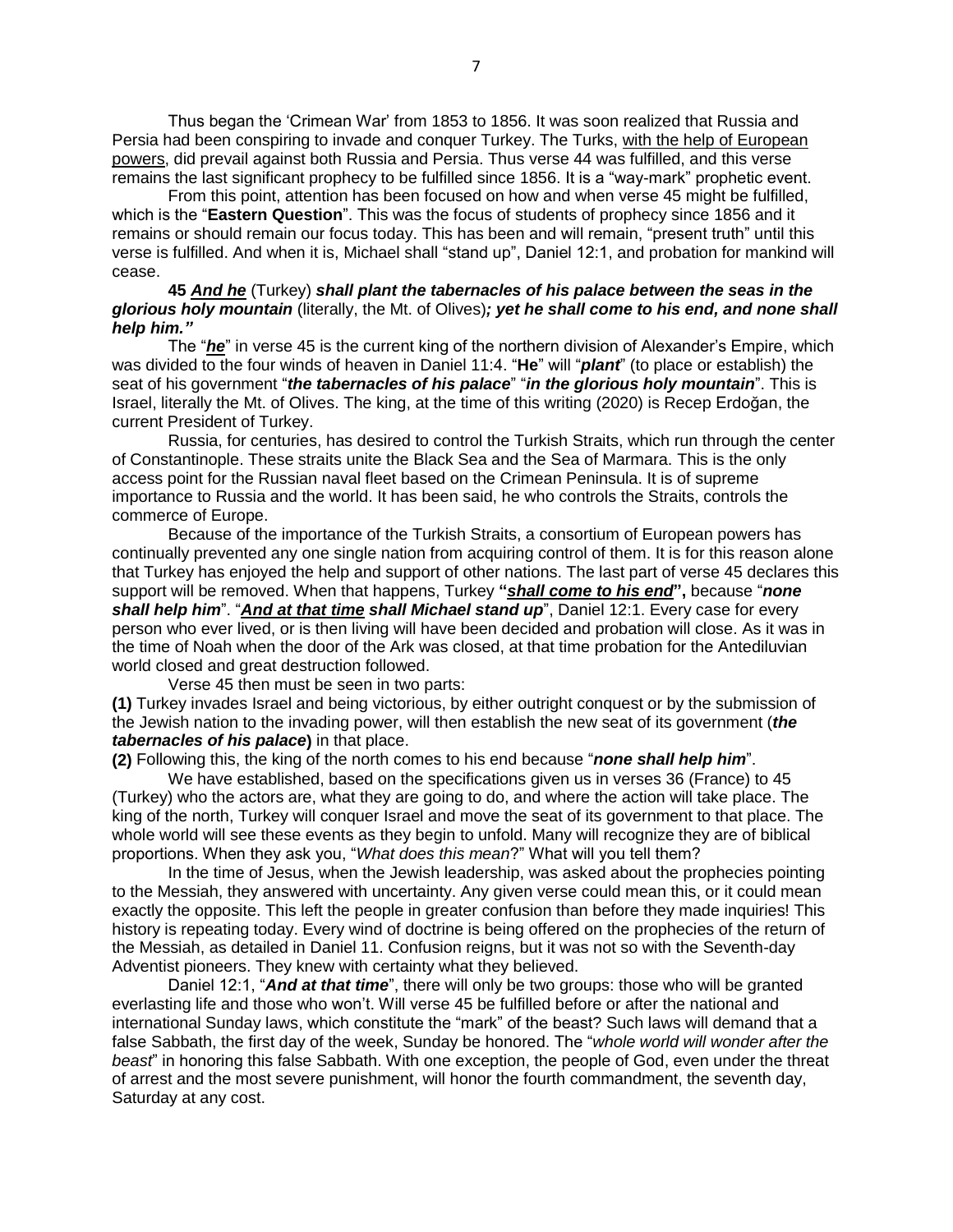Thus began the 'Crimean War' from 1853 to 1856. It was soon realized that Russia and Persia had been conspiring to invade and conquer Turkey. The Turks, <u>with the help of European powers</u>, did prevail against both Russia and Persia. Thus verse 44 was fulfilled, and this verse remains the last significant prophecy to be fulfilled since 1856. It is a "way-mark" prophetic event.

From this point, attention has been focused on how and when verse 45 might be fulfilled, which is the "**Eastern Question**". This was the focus of students of prophecy since 1856 and it remains or should remain our focus today. This has been and will remain, "present truth" until this verse is fulfilled. And when it is, Michael shall "stand up", Daniel 12:1, and probation for mankind will cease.

**45 *<u>And he</u>*** (Turkey) ***shall plant the tabernacles of his palace between the seas in the glorious holy mountain*** (literally, the Mt. of Olives)***; yet he shall come to his end, and none shall help him."***

The "***<u>he</u>***" in verse 45 is the current king of the northern division of Alexander's Empire, which was divided to the four winds of heaven in Daniel 11:4. "**He**" will "***plant***" (to place or establish) the seat of his government "***the tabernacles of his palace***" "***in the glorious holy mountain***". This is Israel, literally the Mt. of Olives. The king, at the time of this writing (2020) is Recep Erdoğan, the current President of Turkey.

Russia, for centuries, has desired to control the Turkish Straits, which run through the center of Constantinople. These straits unite the Black Sea and the Sea of Marmara. This is the only access point for the Russian naval fleet based on the Crimean Peninsula. It is of supreme importance to Russia and the world. It has been said, he who controls the Straits, controls the commerce of Europe.

Because of the importance of the Turkish Straits, a consortium of European powers has continually prevented any one single nation from acquiring control of them. It is for this reason alone that Turkey has enjoyed the help and support of other nations. The last part of verse 45 declares this support will be removed. When that happens, Turkey **"*<u>shall come to his end</u>*",** because "***none shall help him***". "***<u>And at that time</u> shall Michael stand up***", Daniel 12:1. Every case for every person who ever lived, or is then living will have been decided and probation will close. As it was in the time of Noah when the door of the Ark was closed, at that time probation for the Antediluvian world closed and great destruction followed.

Verse 45 then must be seen in two parts:

**(1)** Turkey invades Israel and being victorious, by either outright conquest or by the submission of the Jewish nation to the invading power, will then establish the new seat of its government (***the tabernacles of his palace***) in that place.

**(2)** Following this, the king of the north comes to his end because "***none shall help him***".

We have established, based on the specifications given us in verses 36 (France) to 45 (Turkey) who the actors are, what they are going to do, and where the action will take place. The king of the north, Turkey will conquer Israel and move the seat of its government to that place. The whole world will see these events as they begin to unfold. Many will recognize they are of biblical proportions. When they ask you, "*What does this mean*?" What will you tell them?

In the time of Jesus, when the Jewish leadership, was asked about the prophecies pointing to the Messiah, they answered with uncertainty. Any given verse could mean this, or it could mean exactly the opposite. This left the people in greater confusion than before they made inquiries! This history is repeating today. Every wind of doctrine is being offered on the prophecies of the return of the Messiah, as detailed in Daniel 11. Confusion reigns, but it was not so with the Seventh-day Adventist pioneers. They knew with certainty what they believed.

Daniel 12:1, "***And at that time***", there will only be two groups: those who will be granted everlasting life and those who won't. Will verse 45 be fulfilled before or after the national and international Sunday laws, which constitute the "mark" of the beast? Such laws will demand that a false Sabbath, the first day of the week, Sunday be honored. The "*whole world will wonder after the beast*" in honoring this false Sabbath. With one exception, the people of God, even under the threat of arrest and the most severe punishment, will honor the fourth commandment, the seventh day, Saturday at any cost.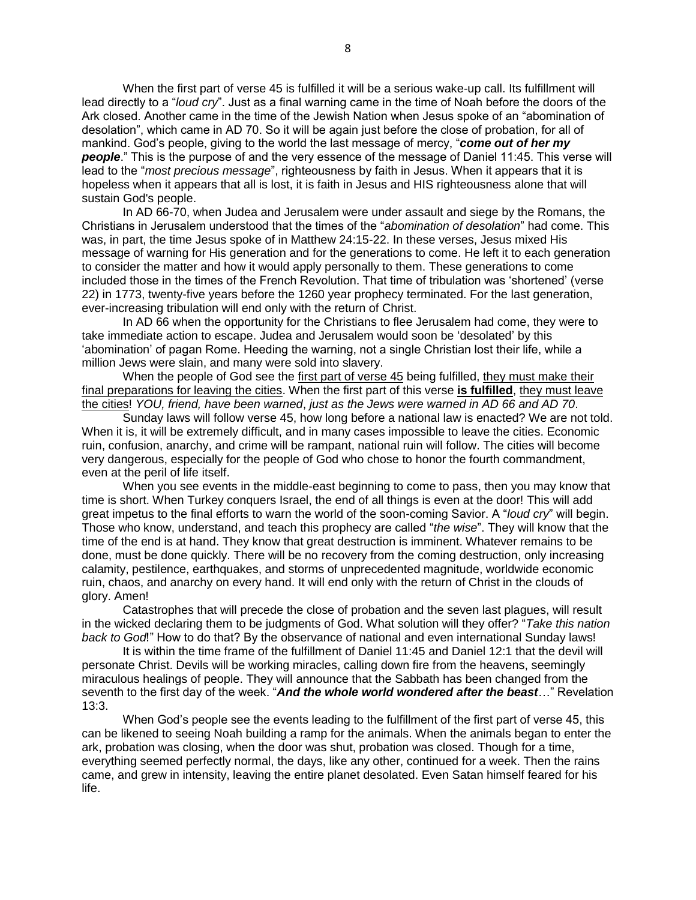When the first part of verse 45 is fulfilled it will be a serious wake-up call. Its fulfillment will lead directly to a "*loud cry*". Just as a final warning came in the time of Noah before the doors of the Ark closed. Another came in the time of the Jewish Nation when Jesus spoke of an "abomination of desolation", which came in AD 70. So it will be again just before the close of probation, for all of mankind. God's people, giving to the world the last message of mercy, "***come out of her my people***." This is the purpose of and the very essence of the message of Daniel 11:45. This verse will lead to the "*most precious message*", righteousness by faith in Jesus. When it appears that it is hopeless when it appears that all is lost, it is faith in Jesus and HIS righteousness alone that will sustain God's people.

In AD 66-70, when Judea and Jerusalem were under assault and siege by the Romans, the Christians in Jerusalem understood that the times of the "*abomination of desolation*" had come. This was, in part, the time Jesus spoke of in Matthew 24:15-22. In these verses, Jesus mixed His message of warning for His generation and for the generations to come. He left it to each generation to consider the matter and how it would apply personally to them. These generations to come included those in the times of the French Revolution. That time of tribulation was 'shortened' (verse 22) in 1773, twenty-five years before the 1260 year prophecy terminated. For the last generation, ever-increasing tribulation will end only with the return of Christ.

In AD 66 when the opportunity for the Christians to flee Jerusalem had come, they were to take immediate action to escape. Judea and Jerusalem would soon be 'desolated' by this 'abomination' of pagan Rome. Heeding the warning, not a single Christian lost their life, while a million Jews were slain, and many were sold into slavery.

When the people of God see the <u>first part of verse 45</u> being fulfilled, <u>they must make their final preparations for leaving the cities</u>. When the first part of this verse <u>**is fulfilled**</u>, <u>they must leave the cities</u>! *YOU, friend, have been warned*, *just as the Jews were warned in AD 66 and AD 70*.

Sunday laws will follow verse 45, how long before a national law is enacted? We are not told. When it is, it will be extremely difficult, and in many cases impossible to leave the cities. Economic ruin, confusion, anarchy, and crime will be rampant, national ruin will follow. The cities will become very dangerous, especially for the people of God who chose to honor the fourth commandment, even at the peril of life itself.

When you see events in the middle-east beginning to come to pass, then you may know that time is short. When Turkey conquers Israel, the end of all things is even at the door! This will add great impetus to the final efforts to warn the world of the soon-coming Savior. A "*loud cry*" will begin. Those who know, understand, and teach this prophecy are called "*the wise*". They will know that the time of the end is at hand. They know that great destruction is imminent. Whatever remains to be done, must be done quickly. There will be no recovery from the coming destruction, only increasing calamity, pestilence, earthquakes, and storms of unprecedented magnitude, worldwide economic ruin, chaos, and anarchy on every hand. It will end only with the return of Christ in the clouds of glory. Amen!

Catastrophes that will precede the close of probation and the seven last plagues, will result in the wicked declaring them to be judgments of God. What solution will they offer? "*Take this nation back to God*!" How to do that? By the observance of national and even international Sunday laws!

It is within the time frame of the fulfillment of Daniel 11:45 and Daniel 12:1 that the devil will personate Christ. Devils will be working miracles, calling down fire from the heavens, seemingly miraculous healings of people. They will announce that the Sabbath has been changed from the seventh to the first day of the week. "***And the whole world wondered after the beast***…" Revelation 13:3.

When God's people see the events leading to the fulfillment of the first part of verse 45, this can be likened to seeing Noah building a ramp for the animals. When the animals began to enter the ark, probation was closing, when the door was shut, probation was closed. Though for a time, everything seemed perfectly normal, the days, like any other, continued for a week. Then the rains came, and grew in intensity, leaving the entire planet desolated. Even Satan himself feared for his life.